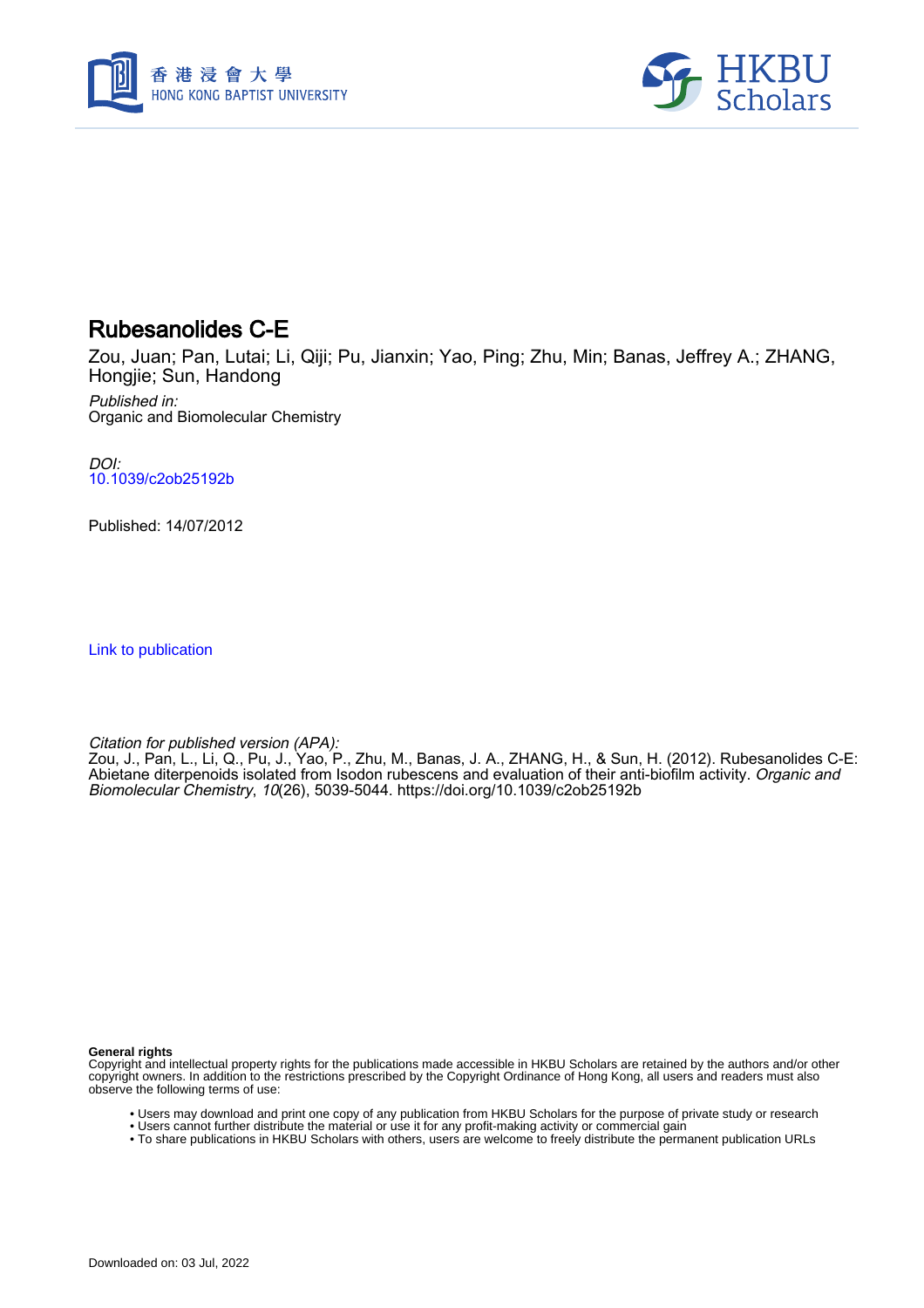# Rubesanolides C-E

Zou, Juan; Pan, Lutai; Li, Qiji; Pu, Jianxin; Yao, Ping; Zhu, Min; Banas, Jeffrey A.; ZHANG, Hongjie; Sun, Handong

*Published in:*
Organic and Biomolecular Chemistry

*DOI:*
10.1039/c2ob25192b

Published: 14/07/2012

Link to publication

*Citation for published version (APA):*
Zou, J., Pan, L., Li, Q., Pu, J., Yao, P., Zhu, M., Banas, J. A., ZHANG, H., & Sun, H. (2012). Rubesanolides C-E: Abietane diterpenoids isolated from Isodon rubescens and evaluation of their anti-biofilm activity. *Organic and Biomolecular Chemistry*, *10*(26), 5039-5044. https://doi.org/10.1039/c2ob25192b

**General rights**
Copyright and intellectual property rights for the publications made accessible in HKBU Scholars are retained by the authors and/or other copyright owners. In addition to the restrictions prescribed by the Copyright Ordinance of Hong Kong, all users and readers must also observe the following terms of use:

- Users may download and print one copy of any publication from HKBU Scholars for the purpose of private study or research
- Users cannot further distribute the material or use it for any profit-making activity or commercial gain
- To share publications in HKBU Scholars with others, users are welcome to freely distribute the permanent publication URLs

Downloaded on: 03 Jul, 2022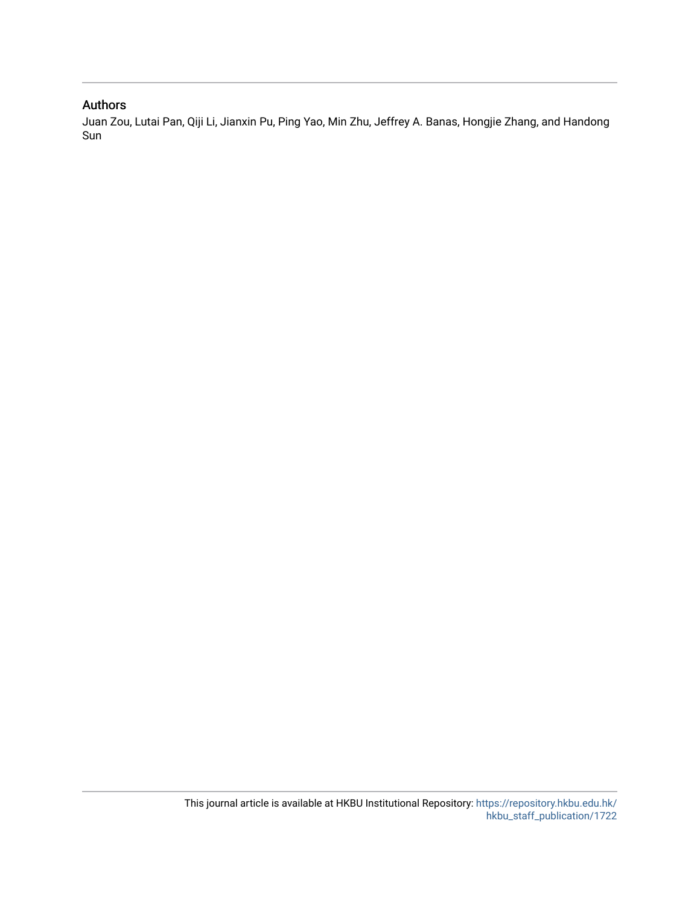## Authors

Juan Zou, Lutai Pan, Qiji Li, Jianxin Pu, Ping Yao, Min Zhu, Jeffrey A. Banas, Hongjie Zhang, and Handong Sun

This journal article is available at HKBU Institutional Repository: https://repository.hkbu.edu.hk/hkbu_staff_publication/1722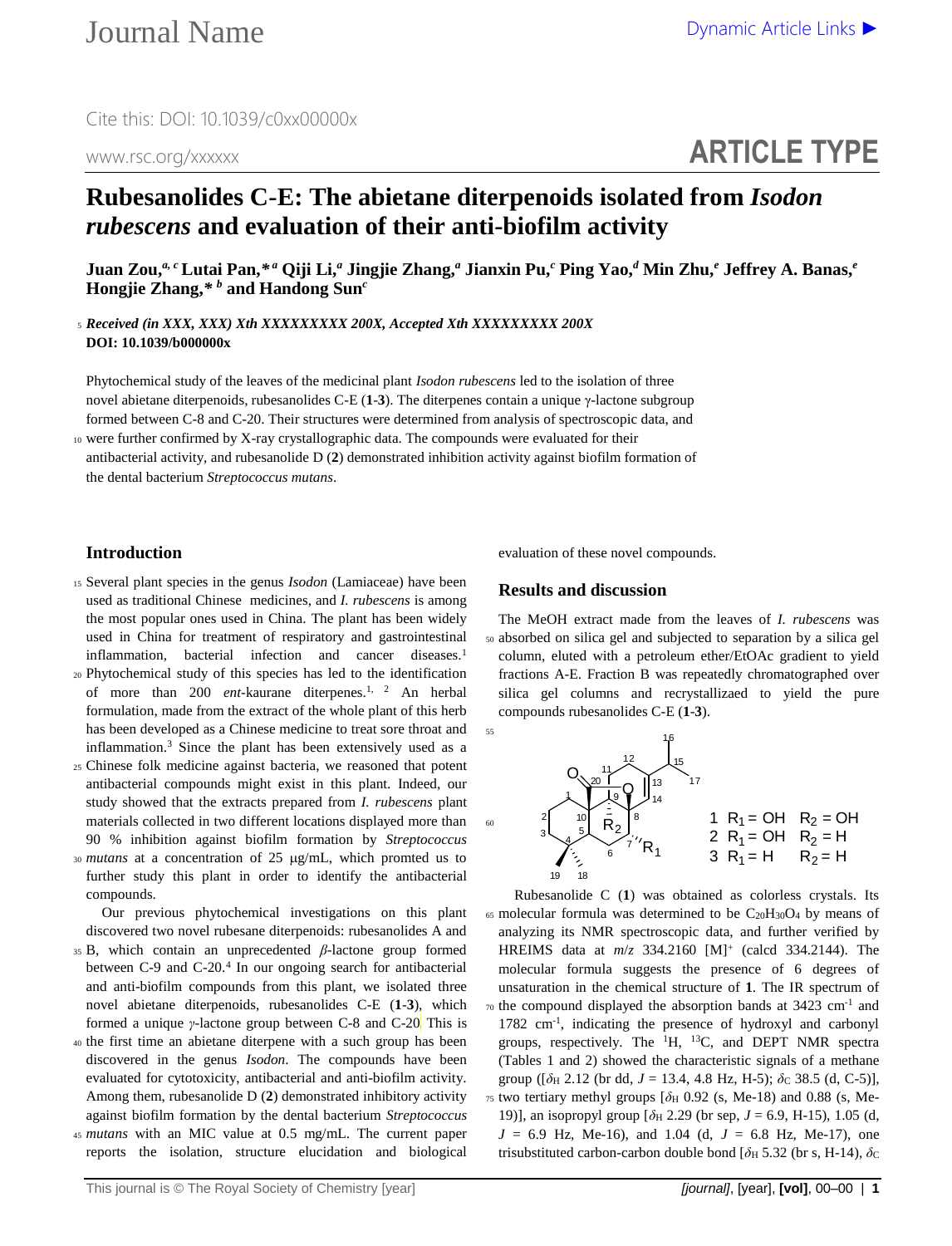# Rubesanolides C-E: The abietane diterpenoids isolated from *Isodon rubescens* and evaluation of their anti-biofilm activity

**Juan Zou,[a, c] Lutai Pan,*[a] Qiji Li,[a] Jingjie Zhang,[a] Jianxin Pu,[c] Ping Yao,[d] Min Zhu,[e] Jeffrey A. Banas,[e] Hongjie Zhang,*[b] and Handong Sun[c]**

***Received (in XXX, XXX) Xth XXXXXXXXX 200X, Accepted Xth XXXXXXXXX 200X***
**DOI: 10.1039/b000000x**

Phytochemical study of the leaves of the medicinal plant *Isodon rubescens* led to the isolation of three novel abietane diterpenoids, rubesanolides C-E (**1**-**3**). The diterpenes contain a unique γ-lactone subgroup formed between C-8 and C-20. Their structures were determined from analysis of spectroscopic data, and were further confirmed by X-ray crystallographic data. The compounds were evaluated for their antibacterial activity, and rubesanolide D (**2**) demonstrated inhibition activity against biofilm formation of the dental bacterium *Streptococcus mutans*.

## Introduction

Several plant species in the genus *Isodon* (Lamiaceae) have been used as traditional Chinese medicines, and *I. rubescens* is among the most popular ones used in China. The plant has been widely used in China for treatment of respiratory and gastrointestinal inflammation, bacterial infection and cancer diseases.[1] Phytochemical study of this species has led to the identification of more than 200 *ent*-kaurane diterpenes.[1, 2] An herbal formulation, made from the extract of the whole plant of this herb has been developed as a Chinese medicine to treat sore throat and inflammation.[3] Since the plant has been extensively used as a Chinese folk medicine against bacteria, we reasoned that potent antibacterial compounds might exist in this plant. Indeed, our study showed that the extracts prepared from *I. rubescens* plant materials collected in two different locations displayed more than 90 % inhibition against biofilm formation by *Streptococcus mutans* at a concentration of 25 μg/mL, which promted us to further study this plant in order to identify the antibacterial compounds.

Our previous phytochemical investigations on this plant discovered two novel rubesane diterpenoids: rubesanolides A and B, which contain an unprecedented *β*-lactone group formed between C-9 and C-20.[4] In our ongoing search for antibacterial and anti-biofilm compounds from this plant, we isolated three novel abietane diterpenoids, rubesanolides C-E (**1**-**3**), which formed a unique *γ*-lactone group between C-8 and C-20. This is the first time an abietane diterpene with a such group has been discovered in the genus *Isodon*. The compounds have been evaluated for cytotoxicity, antibacterial and anti-biofilm activity. Among them, rubesanolide D (**2**) demonstrated inhibitory activity against biofilm formation by the dental bacterium *Streptococcus mutans* with an MIC value at 0.5 mg/mL. The current paper reports the isolation, structure elucidation and biological evaluation of these novel compounds.

## Results and discussion

The MeOH extract made from the leaves of *I. rubescens* was absorbed on silica gel and subjected to separation by a silica gel column, eluted with a petroleum ether/EtOAc gradient to yield fractions A-E. Fraction B was repeatedly chromatographed over silica gel columns and recrystallizaed to yield the pure compounds rubesanolides C-E (**1**-**3**).

1 $R_1$ = OH $R_2$ = OH
2 $R_1$ = OH $R_2$ = H
3 $R_1$ = H $R_2$ = H

Rubesanolide C (**1**) was obtained as colorless crystals. Its molecular formula was determined to be $C_{20}H_{30}O_4$ by means of analyzing its NMR spectroscopic data, and further verified by HREIMS data at *m/z* 334.2160 $[M]^+$ (calcd 334.2144). The molecular formula suggests the presence of 6 degrees of unsaturation in the chemical structure of **1**. The IR spectrum of the compound displayed the absorption bands at 3423 $cm^{-1}$ and 1782 $cm^{-1}$, indicating the presence of hydroxyl and carbonyl groups, respectively. The $^1$H, $^{13}$C, and DEPT NMR spectra (Tables 1 and 2) showed the characteristic signals of a methane group ([$\delta_H$ 2.12 (br dd, $J$ = 13.4, 4.8 Hz, H-5); $\delta_C$ 38.5 (d, C-5)], two tertiary methyl groups [$\delta_H$ 0.92 (s, Me-18) and 0.88 (s, Me-19)], an isopropyl group [$\delta_H$ 2.29 (br sep, $J$ = 6.9, H-15), 1.05 (d, $J$ = 6.9 Hz, Me-16), and 1.04 (d, $J$ = 6.8 Hz, Me-17), one trisubstituted carbon-carbon double bond [$\delta_H$ 5.32 (br s, H-14), $\delta_C$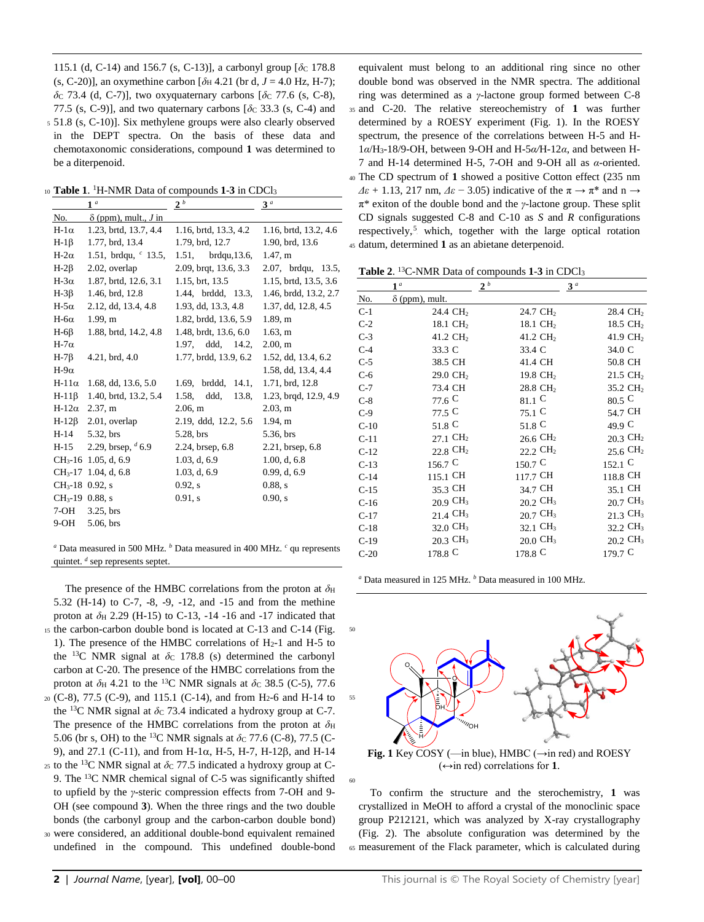115.1 (d, C-14) and 156.7 (s, C-13)], a carbonyl group [$\delta_C$ 178.8 (s, C-20)], an oxymethine carbon [$\delta_H$ 4.21 (br d, $J$ = 4.0 Hz, H-7); $\delta_C$ 73.4 (d, C-7)], two oxyquaternary carbons [$\delta_C$ 77.6 (s, C-8), 77.5 (s, C-9)], and two quaternary carbons [$\delta_C$ 33.3 (s, C-4) and 51.8 (s, C-10)]. Six methylene groups were also clearly observed in the DEPT spectra. On the basis of these data and chemotaxonomic considerations, compound **1** was determined to be a diterpenoid.

**Table 1**. $^1$H-NMR Data of compounds **1-3** in $CDCl_3$

| No. | **1** [a] δ (ppm), mult., J in | **2** [b] | **3** [a] |
|---|---|---|---|
| H-1α | 1.23, brtd, 13.7, 4.4 | 1.16, brtd, 13.3, 4.2 | 1.16, brtd, 13.2, 4.6 |
| H-1β | 1.77, brd, 13.4 | 1.79, brd, 12.7 | 1.90, brd, 13.6 |
| H-2α | 1.51, brdqu, [c] 13.5, | 1.51, brdqu,13.6, | 1.47, m |
| H-2β | 2.02, overlap | 2.09, brqt, 13.6, 3.3 | 2.07, brdqu, 13.5, |
| H-3α | 1.87, brtd, 12.6, 3.1 | 1.15, brt, 13.5 | 1.15, brtd, 13.5, 3.6 |
| H-3β | 1.46, brd, 12.8 | 1.44, brddd, 13.3, | 1.46, brdd, 13.2, 2.7 |
| H-5α | 2.12, dd, 13.4, 4.8 | 1.93, dd, 13.3, 4.8 | 1.37, dd, 12.8, 4.5 |
| H-6α | 1.99, m | 1.82, brdd, 13.6, 5.9 | 1.89, m |
| H-6β | 1.88, brtd, 14.2, 4.8 | 1.48, brdt, 13.6, 6.0 | 1.63, m |
| H-7α | | 1.97, ddd, 14.2, | 2.00, m |
| H-7β | 4.21, brd, 4.0 | 1.77, brdd, 13.9, 6.2 | 1.52, dd, 13.4, 6.2 |
| H-9α | | | 1.58, dd, 13.4, 4.4 |
| H-11α | 1.68, dd, 13.6, 5.0 | 1.69, brddd, 14.1, | 1.71, brd, 12.8 |
| H-11β | 1.40, brtd, 13.2, 5.4 | 1.58, ddd, 13.8, | 1.23, brqd, 12.9, 4.9 |
| H-12α | 2.37, m | 2.06, m | 2.03, m |
| H-12β | 2.01, overlap | 2.19, ddd, 12.2, 5.6 | 1.94, m |
| H-14 | 5.32, brs | 5.28, brs | 5.36, brs |
| H-15 | 2.29, brsep, [d] 6.9 | 2.24, brsep, 6.8 | 2.21, brsep, 6.8 |
| $CH_3$-16 | 1.05, d, 6.9 | 1.03, d, 6.9 | 1.00, d, 6.8 |
| $CH_3$-17 | 1.04, d, 6.8 | 1.03, d, 6.9 | 0.99, d, 6.9 |
| $CH_3$-18 | 0.92, s | 0.92, s | 0.88, s |
| $CH_3$-19 | 0.88, s | 0.91, s | 0.90, s |
| 7-OH | 3.25, brs | | |
| 9-OH | 5.06, brs | | |

[a] Data measured in 500 MHz. [b] Data measured in 400 MHz. [c] qu represents quintet. [d] sep represents septet.

The presence of the HMBC correlations from the proton at $\delta_H$ 5.32 (H-14) to C-7, -8, -9, -12, and -15 and from the methine proton at $\delta_H$ 2.29 (H-15) to C-13, -14 -16 and -17 indicated that the carbon-carbon double bond is located at C-13 and C-14 (Fig. 1). The presence of the HMBC correlations of $H_2$-1 and H-5 to the $^{13}$C NMR signal at $\delta_C$ 178.8 (s) determined the carbonyl carbon at C-20. The presence of the HMBC correlations from the proton at $\delta_H$ 4.21 to the $^{13}$C NMR signals at $\delta_C$ 38.5 (C-5), 77.6 (C-8), 77.5 (C-9), and 115.1 (C-14), and from $H_2$-6 and H-14 to the $^{13}$C NMR signal at $\delta_C$ 73.4 determined the hydroxy group at C-7. The presence of the HMBC correlations from the proton at $\delta_H$ 5.06 (br s, OH) to the $^{13}$C NMR signals at $\delta_C$ 77.6 (C-8), 77.5 (C-9), and 27.1 (C-11), and from H-1α, H-5, H-7, H-12β, and H-14 to the $^{13}$C NMR signal at $\delta_C$ 77.5 indicated a hydroxy group at C-9. The chemical signal of C-5 was significantly shifted to upfield by the $\gamma$-steric compression effects from 7-OH and 9-OH (see compound **3**). When the three rings and the two double bonds (the carbonyl group and the carbon-carbon double bond) were considered, an additional double-bond equivalent remained undefined in the compound. This undefined double-bond equivalent must belong to an additional ring since no other double bond was observed in the NMR spectra. The additional ring was determined as a $\gamma$-lactone group formed between C-8 and C-20. The relative stereochemistry of **1** was further determined by a ROESY experiment (Fig. 1). In the ROESY spectrum, the presence of the correlations between H-5 and H-1α/$H_3$-18/9-OH, between 9-OH and H-5α/H-12α, and between H-7 and H-14 determined H-5, 7-OH and 9-OH all as α-oriented. The CD spectrum of **1** showed a positive Cotton effect (235 nm $\Delta\varepsilon$ + 1.13, 217 nm, $\Delta\varepsilon$ − 3.05) indicative of the π → π* and n → π* exiton of the double bond and the $\gamma$-lactone group. These split CD signals suggested C-8 and C-10 as *S* and *R* configurations respectively,[5] which, together with the large optical rotation datum, determined **1** as an abietane deterpenoid.

**Table 2**. $^{13}$C-NMR Data of compounds **1-3** in $CDCl_3$

| No. | **1** [a] δ (ppm), mult. | **2** [b] | **3** [a] |
|---|---|---|---|
| C-1 | 24.4 $CH_2$ | 24.7 $CH_2$ | 28.4 $CH_2$ |
| C-2 | 18.1 $CH_2$ | 18.1 $CH_2$ | 18.5 $CH_2$ |
| C-3 | 41.2 $CH_2$ | 41.2 $CH_2$ | 41.9 $CH_2$ |
| C-4 | 33.3 C | 33.4 C | 34.0 C |
| C-5 | 38.5 CH | 41.4 CH | 50.8 CH |
| C-6 | 29.0 $CH_2$ | 19.8 $CH_2$ | 21.5 $CH_2$ |
| C-7 | 73.4 CH | 28.8 $CH_2$ | 35.2 $CH_2$ |
| C-8 | 77.6 C | 81.1 C | 80.5 C |
| C-9 | 77.5 C | 75.1 C | 54.7 CH |
| C-10 | 51.8 C | 51.8 C | 49.9 C |
| C-11 | 27.1 $CH_2$ | 26.6 $CH_2$ | 20.3 $CH_2$ |
| C-12 | 22.8 $CH_2$ | 22.2 $CH_2$ | 25.6 $CH_2$ |
| C-13 | 156.7 C | 150.7 C | 152.1 C |
| C-14 | 115.1 CH | 117.7 CH | 118.8 CH |
| C-15 | 35.3 CH | 34.7 CH | 35.1 CH |
| C-16 | 20.9 $CH_3$ | 20.2 $CH_3$ | 20.7 $CH_3$ |
| C-17 | 21.4 $CH_3$ | 20.7 $CH_3$ | 21.3 $CH_3$ |
| C-18 | 32.0 $CH_3$ | 32.1 $CH_3$ | 32.2 $CH_3$ |
| C-19 | 20.3 $CH_3$ | 20.0 $CH_3$ | 20.2 $CH_3$ |
| C-20 | 178.8 C | 178.8 C | 179.7 C |

[a] Data measured in 125 MHz. [b] Data measured in 100 MHz.

**Fig. 1** Key COSY (—in blue), HMBC (→in red) and ROESY (↔in red) correlations for **1**.

To confirm the structure and the sterochemistry, **1** was crystallized in MeOH to afford a crystal of the monoclinic space group P212121, which was analyzed by X-ray crystallography (Fig. 2). The absolute configuration was determined by the measurement of the Flack parameter, which is calculated during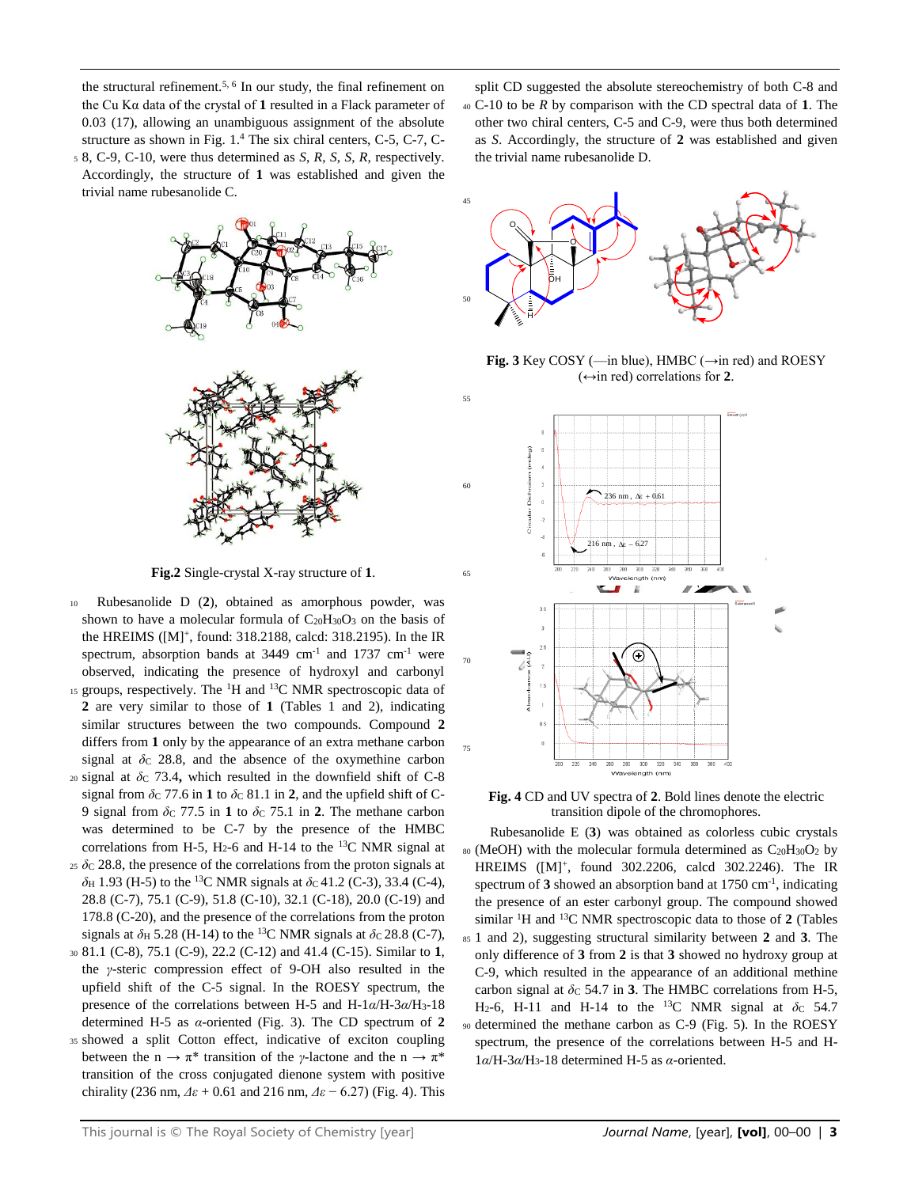the structural refinement.[5, 6] In our study, the final refinement on the Cu Kα data of the crystal of **1** resulted in a Flack parameter of 0.03 (17), allowing an unambiguous assignment of the absolute structure as shown in Fig. 1.[4] The six chiral centers, C-5, C-7, C-8, C-9, C-10, were thus determined as *S*, *R*, *S*, *S*, *R*, respectively. Accordingly, the structure of **1** was established and given the trivial name rubesanolide C.

**Fig.2** Single-crystal X-ray structure of **1**.

Rubesanolide D (**2**), obtained as amorphous powder, was shown to have a molecular formula of $C_{20}H_{30}O_3$ on the basis of the HREIMS ($[M]^+$, found: 318.2188, calcd: 318.2195). In the IR spectrum, absorption bands at 3449 $cm^{-1}$ and 1737 $cm^{-1}$ were observed, indicating the presence of hydroxyl and carbonyl groups, respectively. The $^1H$ and $^{13}C$ NMR spectroscopic data of **2** are very similar to those of **1** (Tables 1 and 2), indicating similar structures between the two compounds. Compound **2** differs from **1** only by the appearance of an extra methane carbon signal at $\delta_C$ 28.8, and the absence of the oxymethine carbon signal at $\delta_C$ 73.4**,** which resulted in the downfield shift of C-8 signal from $\delta_C$ 77.6 in **1** to $\delta_C$ 81.1 in **2**, and the upfield shift of C-9 signal from $\delta_C$ 77.5 in **1** to $\delta_C$ 75.1 in **2**. The methane carbon was determined to be C-7 by the presence of the HMBC correlations from H-5, $H_2$-6 and H-14 to the $^{13}C$ NMR signal at $\delta_C$ 28.8, the presence of the correlations from the proton signals at $\delta_H$ 1.93 (H-5) to the $^{13}C$ NMR signals at $\delta_C$ 41.2 (C-3), 33.4 (C-4), 28.8 (C-7), 75.1 (C-9), 51.8 (C-10), 32.1 (C-18), 20.0 (C-19) and 178.8 (C-20), and the presence of the correlations from the proton signals at $\delta_H$ 5.28 (H-14) to the $^{13}C$ NMR signals at $\delta_C$ 28.8 (C-7), 81.1 (C-8), 75.1 (C-9), 22.2 (C-12) and 41.4 (C-15). Similar to **1**, the *γ*-steric compression effect of 9-OH also resulted in the upfield shift of the C-5 signal. In the ROESY spectrum, the presence of the correlations between H-5 and H-1*α*/H-3*α*/$H_3$-18 determined H-5 as *α*-oriented (Fig. 3). The CD spectrum of **2** showed a split Cotton effect, indicative of exciton coupling between the n → π* transition of the *γ*-lactone and the n → π* transition of the cross conjugated dienone system with positive chirality (236 nm, *Δε* + 0.61 and 216 nm, *Δε* − 6.27) (Fig. 4). This split CD suggested the absolute stereochemistry of both C-8 and C-10 to be *R* by comparison with the CD spectral data of **1**. The other two chiral centers, C-5 and C-9, were thus both determined as *S*. Accordingly, the structure of **2** was established and given the trivial name rubesanolide D.

**Fig. 3** Key COSY (—in blue), HMBC (→in red) and ROESY (↔in red) correlations for **2**.

**Fig. 4** CD and UV spectra of **2**. Bold lines denote the electric transition dipole of the chromophores.

Rubesanolide E (**3**) was obtained as colorless cubic crystals (MeOH) with the molecular formula determined as $C_{20}H_{30}O_2$ by HREIMS ($[M]^+$, found 302.2206, calcd 302.2246). The IR spectrum of **3** showed an absorption band at 1750 $cm^{-1}$, indicating the presence of an ester carbonyl group. The compound showed similar $^1H$ and $^{13}C$ NMR spectroscopic data to those of **2** (Tables 1 and 2), suggesting structural similarity between **2** and **3**. The only difference of **3** from **2** is that **3** showed no hydroxy group at C-9, which resulted in the appearance of an additional methine carbon signal at $\delta_C$ 54.7 in **3**. The HMBC correlations from H-5, $H_2$-6, H-11 and H-14 to the $^{13}C$ NMR signal at $\delta_C$ 54.7 determined the methane carbon as C-9 (Fig. 5). In the ROESY spectrum, the presence of the correlations between H-5 and H-1*α*/H-3*α*/$H_3$-18 determined H-5 as *α*-oriented.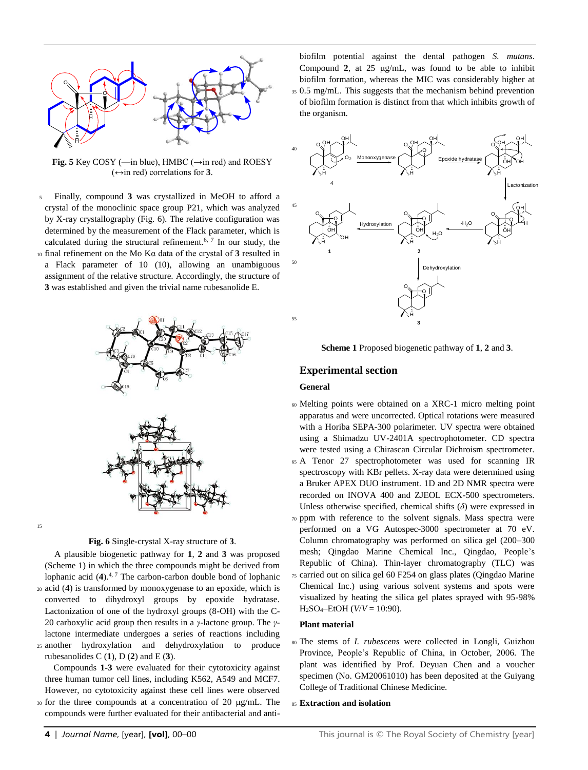**Fig. 5** Key COSY (—in blue), HMBC (→in red) and ROESY (↔in red) correlations for **3**.

Finally, compound **3** was crystallized in MeOH to afford a crystal of the monoclinic space group P21, which was analyzed by X-ray crystallography (Fig. 6). The relative configuration was determined by the measurement of the Flack parameter, which is calculated during the structural refinement.[6, 7] In our study, the final refinement on the Mo Kα data of the crystal of **3** resulted in a Flack parameter of 10 (10), allowing an unambiguous assignment of the relative structure. Accordingly, the structure of **3** was established and given the trivial name rubesanolide E.

**Fig. 6** Single-crystal X-ray structure of **3**.

A plausible biogenetic pathway for **1**, **2** and **3** was proposed (Scheme 1) in which the three compounds might be derived from lophanic acid (**4**).[4, 7] The carbon-carbon double bond of lophanic acid (**4**) is transformed by monoxygenase to an epoxide, which is converted to dihydroxyl groups by epoxide hydratase. Lactonization of one of the hydroxyl groups (8-OH) with the C-20 carboxylic acid group then results in a *γ*-lactone group. The *γ*-lactone intermediate undergoes a series of reactions including another hydroxylation and dehydroxylation to produce rubesanolides C (**1**), D (**2**) and E (**3**).

Compounds **1-3** were evaluated for their cytotoxicity against three human tumor cell lines, including K562, A549 and MCF7. However, no cytotoxicity against these cell lines were observed for the three compounds at a concentration of 20 μg/mL. The compounds were further evaluated for their antibacterial and anti-biofilm potential against the dental pathogen *S. mutans*. Compound **2**, at 25 μg/mL, was found to be able to inhibit biofilm formation, whereas the MIC was considerably higher at 0.5 mg/mL. This suggests that the mechanism behind prevention of biofilm formation is distinct from that which inhibits growth of the organism.

**Scheme 1** Proposed biogenetic pathway of **1**, **2** and **3**.

## Experimental section

### General

Melting points were obtained on a XRC-1 micro melting point apparatus and were uncorrected. Optical rotations were measured with a Horiba SEPA-300 polarimeter. UV spectra were obtained using a Shimadzu UV-2401A spectrophotometer. CD spectra were tested using a Chirascan Circular Dichroism spectrometer. A Tenor 27 spectrophotometer was used for scanning IR spectroscopy with KBr pellets. X-ray data were determined using a Bruker APEX DUO instrument. 1D and 2D NMR spectra were recorded on INOVA 400 and ZJEOL ECX-500 spectrometers. Unless otherwise specified, chemical shifts ($\delta$) were expressed in ppm with reference to the solvent signals. Mass spectra were performed on a VG Autospec-3000 spectrometer at 70 eV. Column chromatography was performed on silica gel (200–300 mesh; Qingdao Marine Chemical Inc., Qingdao, People's Republic of China). Thin-layer chromatography (TLC) was carried out on silica gel 60 F254 on glass plates (Qingdao Marine Chemical Inc.) using various solvent systems and spots were visualized by heating the silica gel plates sprayed with 95-98% $H_2SO_4$–EtOH ($V/V$ = 10:90).

### Plant material

The stems of *I. rubescens* were collected in Longli, Guizhou Province, People's Republic of China, in October, 2006. The plant was identified by Prof. Deyuan Chen and a voucher specimen (No. GM20061010) has been deposited at the Guiyang College of Traditional Chinese Medicine.

### Extraction and isolation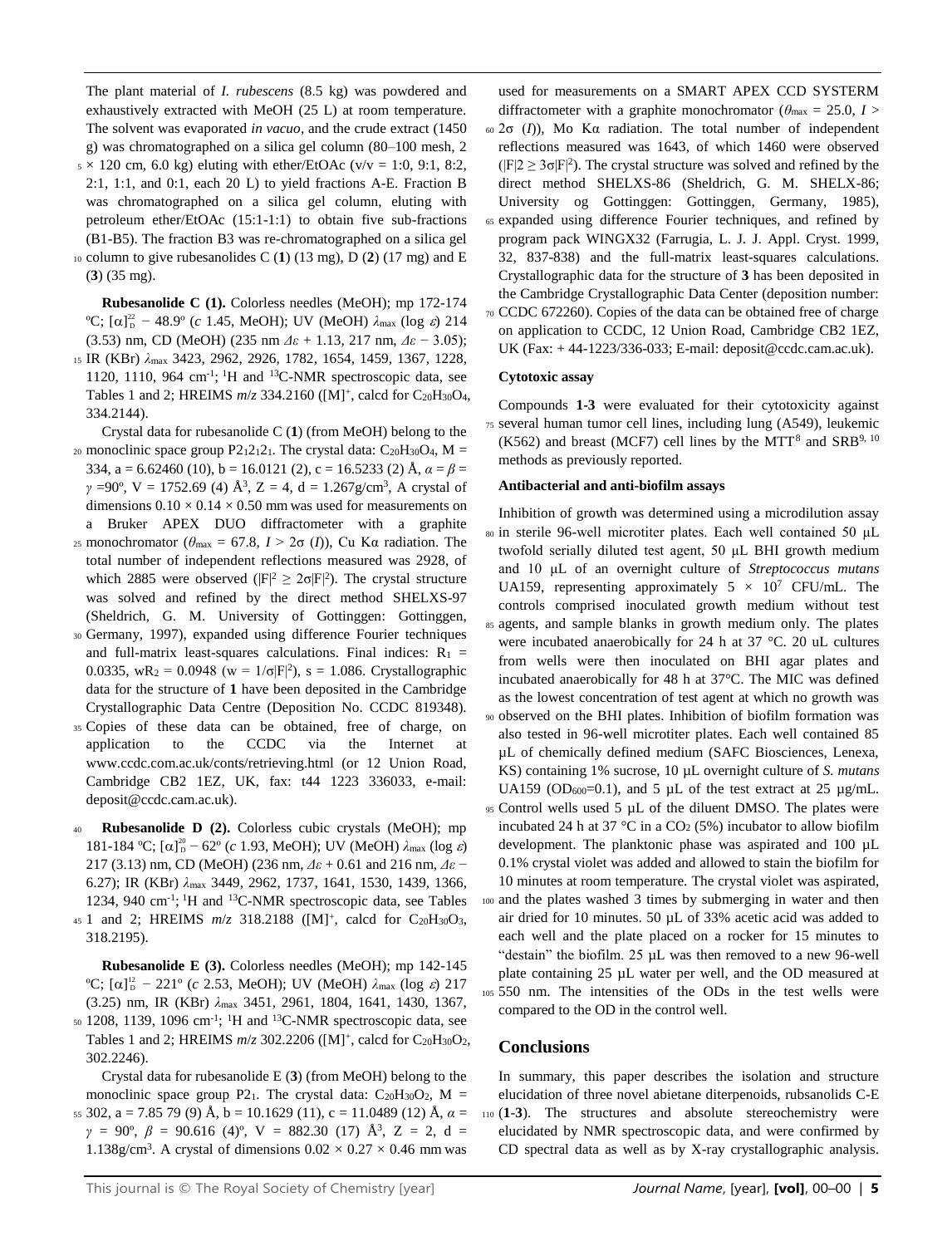The plant material of *I. rubescens* (8.5 kg) was powdered and exhaustively extracted with MeOH (25 L) at room temperature. The solvent was evaporated *in vacuo*, and the crude extract (1450 g) was chromatographed on a silica gel column (80–100 mesh, 2 × 120 cm, 6.0 kg) eluting with ether/EtOAc (v/v = 1:0, 9:1, 8:2, 2:1, 1:1, and 0:1, each 20 L) to yield fractions A-E. Fraction B was chromatographed on a silica gel column, eluting with petroleum ether/EtOAc (15:1-1:1) to obtain five sub-fractions (B1-B5). The fraction B3 was re-chromatographed on a silica gel column to give rubesanolides C (**1**) (13 mg), D (**2**) (17 mg) and E (**3**) (35 mg).

**Rubesanolide C (1).** Colorless needles (MeOH); mp 172-174 ºC; $[\alpha]^{22}_{D}$ − 48.9º (*c* 1.45, MeOH); UV (MeOH) $\lambda_{max}$ (log $\varepsilon$) 214 (3.53) nm, CD (MeOH) (235 nm $\Delta\varepsilon$ + 1.13, 217 nm, $\Delta\varepsilon$ − 3.05); IR (KBr) $\lambda_{max}$ 3423, 2962, 2926, 1782, 1654, 1459, 1367, 1228, 1120, 1110, 964 cm$^{-1}$; $^{1}$H and $^{13}$C-NMR spectroscopic data, see Tables 1 and 2; HREIMS *m*/*z* 334.2160 ([M]$^{+}$, calcd for $C_{20}H_{30}O_4$, 334.2144).

Crystal data for rubesanolide C (**1**) (from MeOH) belong to the monoclinic space group $P2_12_12_1$. The crystal data: $C_{20}H_{30}O_4$, M = 334, a = 6.62460 (10), b = 16.0121 (2), c = 16.5233 (2) Å, $\alpha = \beta = \gamma$ =90º, V = 1752.69 (4) Å$^3$, Z = 4, d = 1.267g/cm$^3$, A crystal of dimensions 0.10 × 0.14 × 0.50 mm was used for measurements on a Bruker APEX DUO diffractometer with a graphite monochromator ($\theta_{max}$ = 67.8, $I > 2\sigma$ ($I$)), Cu Kα radiation. The total number of independent reflections measured was 2928, of which 2885 were observed ($|F|^2 \geq 2\sigma|F|^2$). The crystal structure was solved and refined by the direct method SHELXS-97 (Sheldrich, G. M. University of Gottingen: Gottingen, Germany, 1997), expanded using difference Fourier techniques and full-matrix least-squares calculations. Final indices: $R_1$ = 0.0335, w$R_2$ = 0.0948 (w = $1/\sigma|F|^2$), s = 1.086. Crystallographic data for the structure of **1** have been deposited in the Cambridge Crystallographic Data Centre (Deposition No. CCDC 819348). Copies of these data can be obtained, free of charge, on application to the CCDC via the Internet at www.ccdc.com.ac.uk/conts/retrieving.html (or 12 Union Road, Cambridge CB2 1EZ, UK, fax: t44 1223 336033, e-mail: deposit@ccdc.cam.ac.uk).

**Rubesanolide D (2).** Colorless cubic crystals (MeOH); mp 181-184 ºC; $[\alpha]^{20}_{D}$ − 62º (*c* 1.93, MeOH); UV (MeOH) $\lambda_{max}$ (log $\varepsilon$) 217 (3.13) nm, CD (MeOH) (236 nm, $\Delta\varepsilon$ + 0.61 and 216 nm, $\Delta\varepsilon$ − 6.27); IR (KBr) $\lambda_{max}$ 3449, 2962, 1737, 1641, 1530, 1439, 1366, 1234, 940 cm$^{-1}$; $^{1}$H and $^{13}$C-NMR spectroscopic data, see Tables 1 and 2; HREIMS *m*/*z* 318.2188 ([M]$^{+}$, calcd for $C_{20}H_{30}O_3$, 318.2195).

**Rubesanolide E (3).** Colorless needles (MeOH); mp 142-145 ºC; $[\alpha]^{12}_{D}$ − 221º (*c* 2.53, MeOH); UV (MeOH) $\lambda_{max}$ (log $\varepsilon$) 217 (3.25) nm, IR (KBr) $\lambda_{max}$ 3451, 2961, 1804, 1641, 1430, 1367, 1208, 1139, 1096 cm$^{-1}$; $^{1}$H and $^{13}$C-NMR spectroscopic data, see Tables 1 and 2; HREIMS *m*/*z* 302.2206 ([M]$^{+}$, calcd for $C_{20}H_{30}O_2$, 302.2246).

Crystal data for rubesanolide E (**3**) (from MeOH) belong to the monoclinic space group $P2_1$. The crystal data: $C_{20}H_{30}O_2$, M = 302, a = 7.85 79 (9) Å, b = 10.1629 (11), c = 11.0489 (12) Å, $\alpha = \gamma$ = 90º, $\beta$ = 90.616 (4)º, V = 882.30 (17) Å$^3$, Z = 2, d = 1.138g/cm$^3$. A crystal of dimensions 0.02 × 0.27 × 0.46 mm was used for measurements on a SMART APEX CCD SYSTERM diffractometer with a graphite monochromator ($\theta_{max}$ = 25.0, $I > 2\sigma$ ($I$)), Mo Kα radiation. The total number of independent reflections measured was 1643, of which 1460 were observed ($|F|2 \geq 3\sigma|F|^2$). The crystal structure was solved and refined by the direct method SHELXS-86 (Sheldrich, G. M. SHELX-86; University og Gottingen: Gottingen, Germany, 1985), expanded using difference Fourier techniques, and refined by program pack WINGX32 (Farrugia, L. J. J. Appl. Cryst. 1999, 32, 837-838) and the full-matrix least-squares calculations. Crystallographic data for the structure of **3** has been deposited in the Cambridge Crystallographic Data Center (deposition number: CCDC 672260). Copies of the data can be obtained free of charge on application to CCDC, 12 Union Road, Cambridge CB2 1EZ, UK (Fax: + 44-1223/336-033; E-mail: deposit@ccdc.cam.ac.uk).

#### Cytotoxic assay

Compounds **1-3** were evaluated for their cytotoxicity against several human tumor cell lines, including lung (A549), leukemic (K562) and breast (MCF7) cell lines by the MTT[8] and SRB[9, 10] methods as previously reported.

#### Antibacterial and anti-biofilm assays

Inhibition of growth was determined using a microdilution assay in sterile 96-well microtiter plates. Each well contained 50 μL twofold serially diluted test agent, 50 μL BHI growth medium and 10 μL of an overnight culture of *Streptococcus mutans* UA159, representing approximately 5 × 10$^7$ CFU/mL. The controls comprised inoculated growth medium without test agents, and sample blanks in growth medium only. The plates were incubated anaerobically for 24 h at 37 °C. 20 uL cultures from wells were then inoculated on BHI agar plates and incubated anaerobically for 48 h at 37°C. The MIC was defined as the lowest concentration of test agent at which no growth was observed on the BHI plates. Inhibition of biofilm formation was also tested in 96-well microtiter plates. Each well contained 85 µL of chemically defined medium (SAFC Biosciences, Lenexa, KS) containing 1% sucrose, 10 µL overnight culture of *S. mutans* UA159 ($OD_{600}$=0.1), and 5 µL of the test extract at 25 µg/mL. Control wells used 5 µL of the diluent DMSO. The plates were incubated 24 h at 37 °C in a $CO_2$ (5%) incubator to allow biofilm development. The planktonic phase was aspirated and 100 µL 0.1% crystal violet was added and allowed to stain the biofilm for 10 minutes at room temperature. The crystal violet was aspirated, and the plates washed 3 times by submerging in water and then air dried for 10 minutes. 50 µL of 33% acetic acid was added to each well and the plate placed on a rocker for 15 minutes to "destain" the biofilm. 25 µL was then removed to a new 96-well plate containing 25 µL water per well, and the OD measured at 550 nm. The intensities of the ODs in the test wells were compared to the OD in the control well.

## Conclusions

In summary, this paper describes the isolation and structure elucidation of three novel abietane diterpenoids, rubsanolids C-E (**1-3**). The structures and absolute stereochemistry were elucidated by NMR spectroscopic data, and were confirmed by CD spectral data as well as by X-ray crystallographic analysis.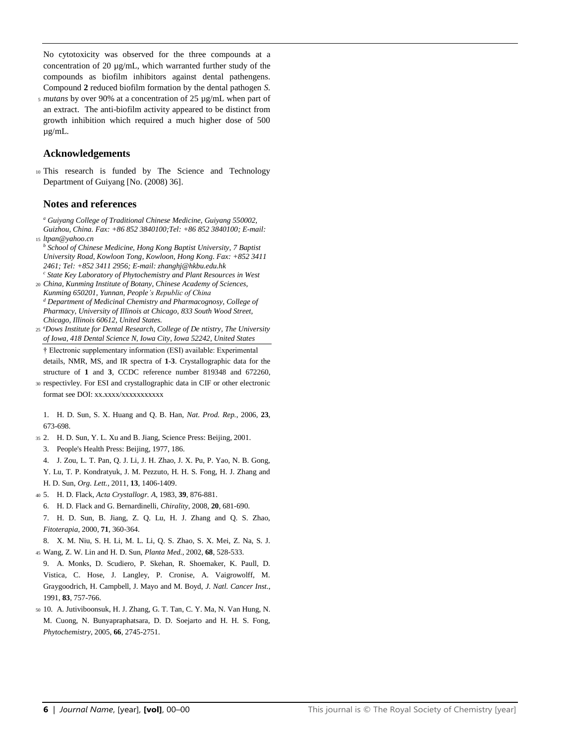No cytotoxicity was observed for the three compounds at a concentration of 20 µg/mL, which warranted further study of the compounds as biofilm inhibitors against dental pathengens. Compound **2** reduced biofilm formation by the dental pathogen *S. mutans* by over 90% at a concentration of 25 µg/mL when part of an extract. The anti-biofilm activity appeared to be distinct from growth inhibition which required a much higher dose of 500 µg/mL.

## Acknowledgements

This research is funded by The Science and Technology Department of Guiyang [No. (2008) 36].

## Notes and references

[a] *Guiyang College of Traditional Chinese Medicine, Guiyang 550002, Guizhou, China. Fax: +86 852 3840100;Tel: +86 852 3840100; E-mail: ltpan@yahoo.cn*

[b] *School of Chinese Medicine, Hong Kong Baptist University, 7 Baptist University Road, Kowloon Tong, Kowloon, Hong Kong. Fax: +852 3411 2461; Tel: +852 3411 2956; E-mail: zhanghj@hkbu.edu.hk*

[c] *State Key Laboratory of Phytochemistry and Plant Resources in West China, Kunming Institute of Botany, Chinese Academy of Sciences, Kunming 650201, Yunnan, People's Republic of China*

[d] *Department of Medicinal Chemistry and Pharmacognosy, College of Pharmacy, University of Illinois at Chicago, 833 South Wood Street, Chicago, Illinois 60612, United States.*

[e] *Dows Institute for Dental Research, College of De ntistry, The University of Iowa, 418 Dental Science N, Iowa City, Iowa 52242, United States*

† Electronic supplementary information (ESI) available: Experimental details, NMR, MS, and IR spectra of **1**-**3**. Crystallographic data for the structure of **1** and **3**, CCDC reference number 819348 and 672260, respectivley. For ESI and crystallographic data in CIF or other electronic format see DOI: xx.xxxx/xxxxxxxxxxx

1. H. D. Sun, S. X. Huang and Q. B. Han, *Nat. Prod. Rep.*, 2006, **23**, 673-698.
2. H. D. Sun, Y. L. Xu and B. Jiang, Science Press: Beijing, 2001.
3. People's Health Press: Beijing, 1977, 186.
4. J. Zou, L. T. Pan, Q. J. Li, J. H. Zhao, J. X. Pu, P. Yao, N. B. Gong, Y. Lu, T. P. Kondratyuk, J. M. Pezzuto, H. H. S. Fong, H. J. Zhang and H. D. Sun, *Org. Lett.*, 2011, **13**, 1406-1409.
5. H. D. Flack, *Acta Crystallogr. A*, 1983, **39**, 876-881.
6. H. D. Flack and G. Bernardinelli, *Chirality*, 2008, **20**, 681-690.
7. H. D. Sun, B. Jiang, Z. Q. Lu, H. J. Zhang and Q. S. Zhao, *Fitoterapia*, 2000, **71**, 360-364.
8. X. M. Niu, S. H. Li, M. L. Li, Q. S. Zhao, S. X. Mei, Z. Na, S. J. Wang, Z. W. Lin and H. D. Sun, *Planta Med.*, 2002, **68**, 528-533.
9. A. Monks, D. Scudiero, P. Skehan, R. Shoemaker, K. Paull, D. Vistica, C. Hose, J. Langley, P. Cronise, A. Vaigrowolff, M. Graygoodrich, H. Campbell, J. Mayo and M. Boyd, *J. Natl. Cancer Inst.*, 1991, **83**, 757-766.
10. A. Jutiviboonsuk, H. J. Zhang, G. T. Tan, C. Y. Ma, N. Van Hung, N. M. Cuong, N. Bunyapraphatsara, D. D. Soejarto and H. H. S. Fong, *Phytochemistry*, 2005, **66**, 2745-2751.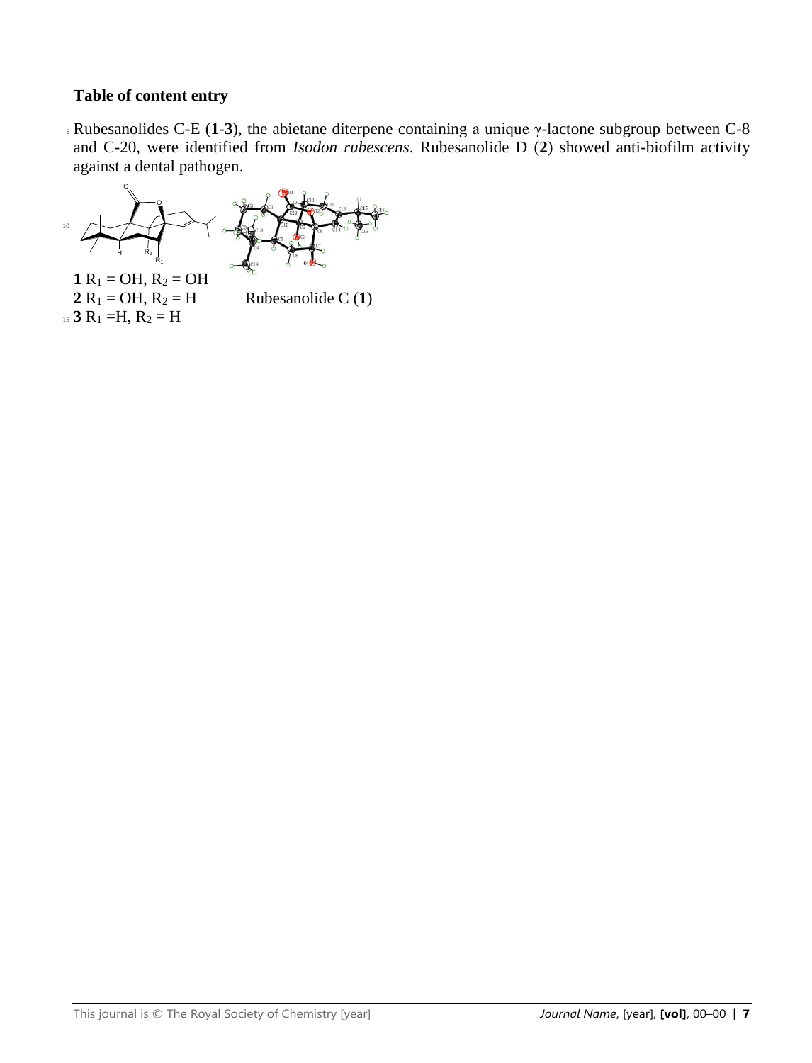**Table of content entry**

Rubesanolides C-E (**1-3**), the abietane diterpene containing a unique γ-lactone subgroup between C-8 and C-20, were identified from *Isodon rubescens*. Rubesanolide D (**2**) showed anti-biofilm activity against a dental pathogen.

**1** $R_1$ = OH, $R_2$ = OH

**2** $R_1$ = OH, $R_2$ = H

**3** $R_1$ =H, $R_2$ = H

Rubesanolide C (**1**)